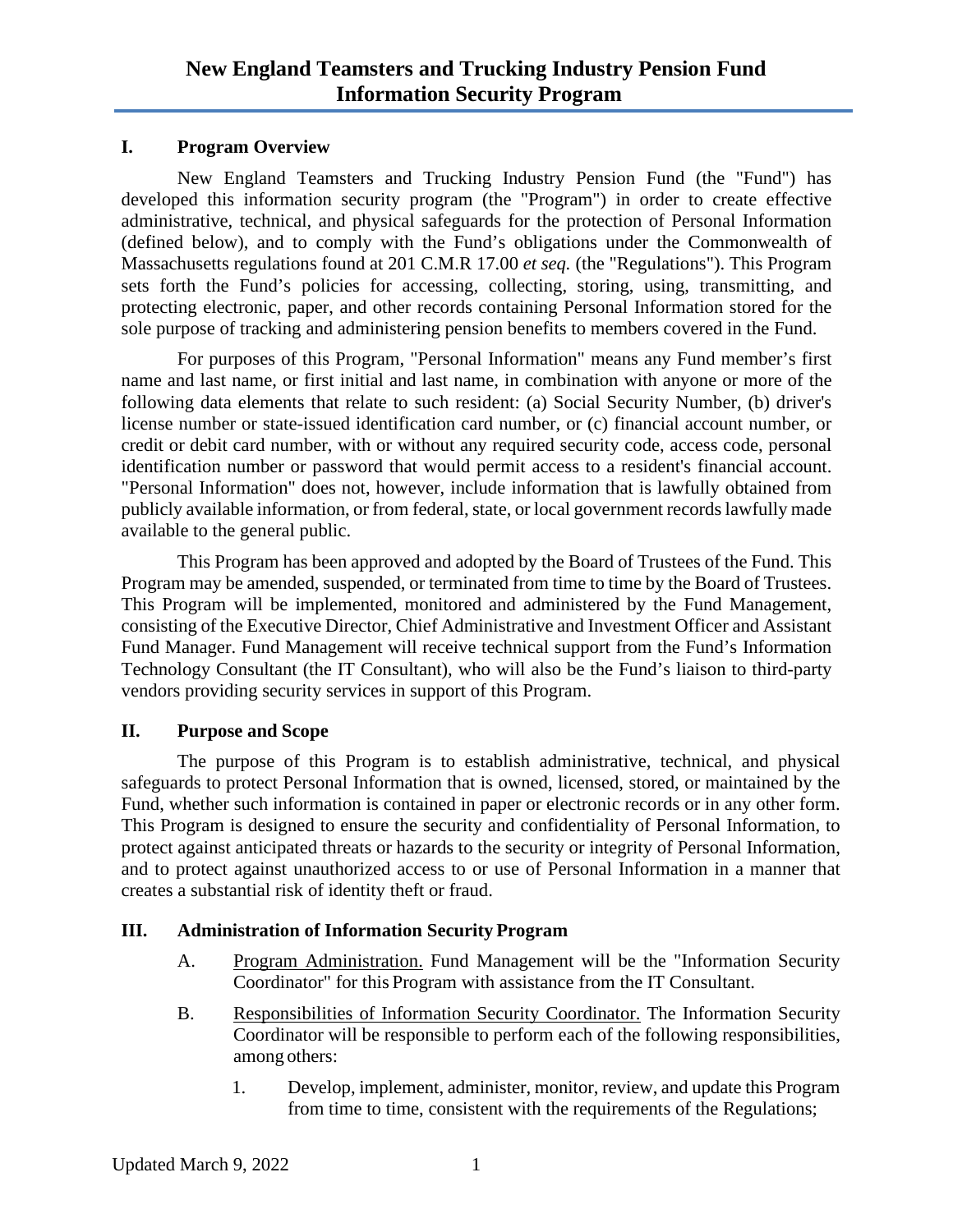# New England Teamsters and Trucking Industry Pension Fund Information Security Program

## I. Program Overview

New England Teamsters and Trucking Industry Pension Fund (the "Fund") has developed this information security program (the "Program") in order to create effective administrative, technical, and physical safeguards for the protection of Personal Information (defined below), and to comply with the Fund's obligations under the Commonwealth of Massachusetts regulations found at 201 C.M.R 17.00 *et seq.* (the "Regulations"). This Program sets forth the Fund's policies for accessing, collecting, storing, using, transmitting, and protecting electronic, paper, and other records containing Personal Information stored for the sole purpose of tracking and administering pension benefits to members covered in the Fund.

For purposes of this Program, "Personal Information" means any Fund member's first name and last name, or first initial and last name, in combination with anyone or more of the following data elements that relate to such resident: (a) Social Security Number, (b) driver's license number or state-issued identification card number, or (c) financial account number, or credit or debit card number, with or without any required security code, access code, personal identification number or password that would permit access to a resident's financial account. "Personal Information" does not, however, include information that is lawfully obtained from publicly available information, or from federal, state, or local government records lawfully made available to the general public.

This Program has been approved and adopted by the Board of Trustees of the Fund. This Program may be amended, suspended, or terminated from time to time by the Board of Trustees. This Program will be implemented, monitored and administered by the Fund Management, consisting of the Executive Director, Chief Administrative and Investment Officer and Assistant Fund Manager. Fund Management will receive technical support from the Fund's Information Technology Consultant (the IT Consultant), who will also be the Fund's liaison to third-party vendors providing security services in support of this Program.

## II. Purpose and Scope

The purpose of this Program is to establish administrative, technical, and physical safeguards to protect Personal Information that is owned, licensed, stored, or maintained by the Fund, whether such information is contained in paper or electronic records or in any other form. This Program is designed to ensure the security and confidentiality of Personal Information, to protect against anticipated threats or hazards to the security or integrity of Personal Information, and to protect against unauthorized access to or use of Personal Information in a manner that creates a substantial risk of identity theft or fraud.

## III. Administration of Information Security Program

A. Program Administration. Fund Management will be the "Information Security Coordinator" for this Program with assistance from the IT Consultant.

B. Responsibilities of Information Security Coordinator. The Information Security Coordinator will be responsible to perform each of the following responsibilities, among others:

1. Develop, implement, administer, monitor, review, and update this Program from time to time, consistent with the requirements of the Regulations;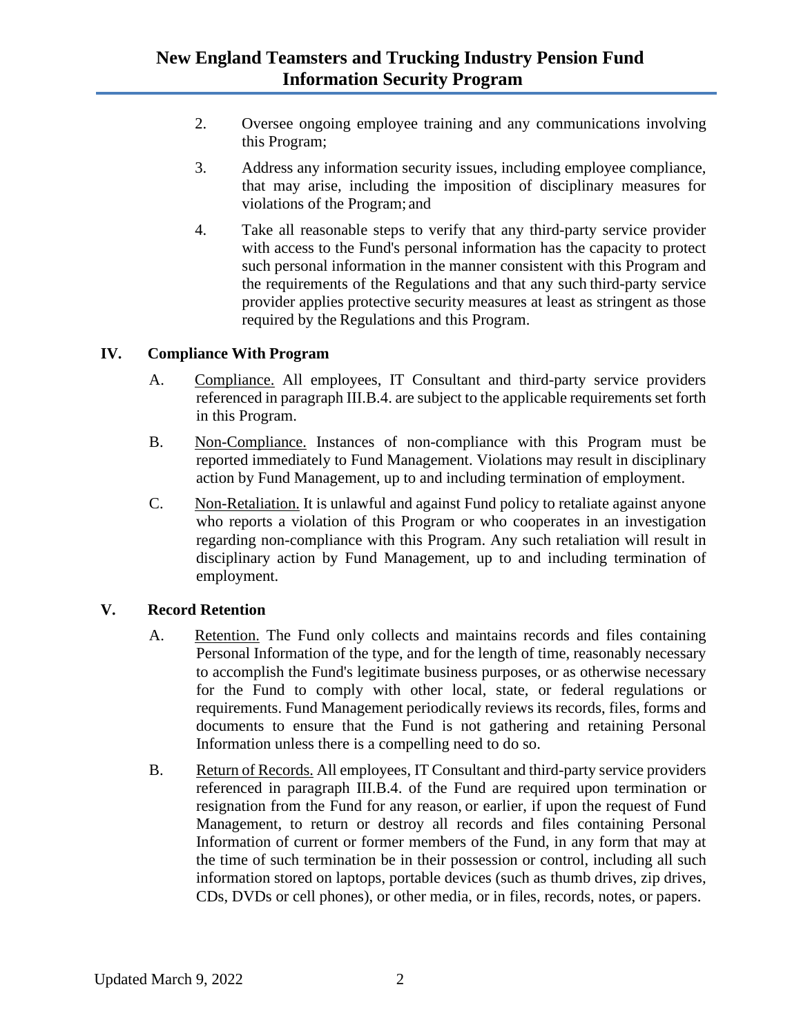2. Oversee ongoing employee training and any communications involving this Program;

3. Address any information security issues, including employee compliance, that may arise, including the imposition of disciplinary measures for violations of the Program; and

4. Take all reasonable steps to verify that any third-party service provider with access to the Fund's personal information has the capacity to protect such personal information in the manner consistent with this Program and the requirements of the Regulations and that any such third-party service provider applies protective security measures at least as stringent as those required by the Regulations and this Program.

## IV. Compliance With Program

A. Compliance. All employees, IT Consultant and third-party service providers referenced in paragraph III.B.4. are subject to the applicable requirements set forth in this Program.

B. Non-Compliance. Instances of non-compliance with this Program must be reported immediately to Fund Management. Violations may result in disciplinary action by Fund Management, up to and including termination of employment.

C. Non-Retaliation. It is unlawful and against Fund policy to retaliate against anyone who reports a violation of this Program or who cooperates in an investigation regarding non-compliance with this Program. Any such retaliation will result in disciplinary action by Fund Management, up to and including termination of employment.

## V. Record Retention

A. Retention. The Fund only collects and maintains records and files containing Personal Information of the type, and for the length of time, reasonably necessary to accomplish the Fund's legitimate business purposes, or as otherwise necessary for the Fund to comply with other local, state, or federal regulations or requirements. Fund Management periodically reviews its records, files, forms and documents to ensure that the Fund is not gathering and retaining Personal Information unless there is a compelling need to do so.

B. Return of Records. All employees, IT Consultant and third-party service providers referenced in paragraph III.B.4. of the Fund are required upon termination or resignation from the Fund for any reason, or earlier, if upon the request of Fund Management, to return or destroy all records and files containing Personal Information of current or former members of the Fund, in any form that may at the time of such termination be in their possession or control, including all such information stored on laptops, portable devices (such as thumb drives, zip drives, CDs, DVDs or cell phones), or other media, or in files, records, notes, or papers.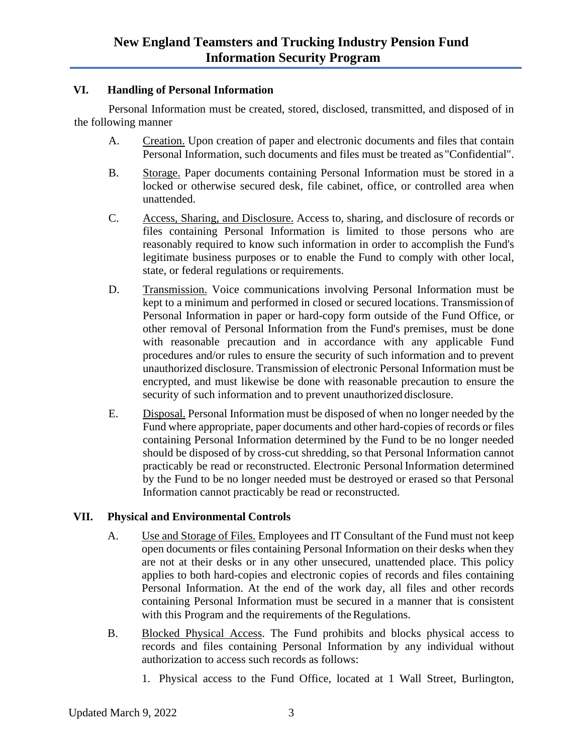## VI. Handling of Personal Information

Personal Information must be created, stored, disclosed, transmitted, and disposed of in the following manner

A. Creation. Upon creation of paper and electronic documents and files that contain Personal Information, such documents and files must be treated as "Confidential".

B. Storage. Paper documents containing Personal Information must be stored in a locked or otherwise secured desk, file cabinet, office, or controlled area when unattended.

C. Access, Sharing, and Disclosure. Access to, sharing, and disclosure of records or files containing Personal Information is limited to those persons who are reasonably required to know such information in order to accomplish the Fund's legitimate business purposes or to enable the Fund to comply with other local, state, or federal regulations or requirements.

D. Transmission. Voice communications involving Personal Information must be kept to a minimum and performed in closed or secured locations. Transmission of Personal Information in paper or hard-copy form outside of the Fund Office, or other removal of Personal Information from the Fund's premises, must be done with reasonable precaution and in accordance with any applicable Fund procedures and/or rules to ensure the security of such information and to prevent unauthorized disclosure. Transmission of electronic Personal Information must be encrypted, and must likewise be done with reasonable precaution to ensure the security of such information and to prevent unauthorized disclosure.

E. Disposal. Personal Information must be disposed of when no longer needed by the Fund where appropriate, paper documents and other hard-copies of records or files containing Personal Information determined by the Fund to be no longer needed should be disposed of by cross-cut shredding, so that Personal Information cannot practicably be read or reconstructed. Electronic Personal Information determined by the Fund to be no longer needed must be destroyed or erased so that Personal Information cannot practicably be read or reconstructed.

## VII. Physical and Environmental Controls

A. Use and Storage of Files. Employees and IT Consultant of the Fund must not keep open documents or files containing Personal Information on their desks when they are not at their desks or in any other unsecured, unattended place. This policy applies to both hard-copies and electronic copies of records and files containing Personal Information. At the end of the work day, all files and other records containing Personal Information must be secured in a manner that is consistent with this Program and the requirements of the Regulations.

B. Blocked Physical Access. The Fund prohibits and blocks physical access to records and files containing Personal Information by any individual without authorization to access such records as follows:

1. Physical access to the Fund Office, located at 1 Wall Street, Burlington,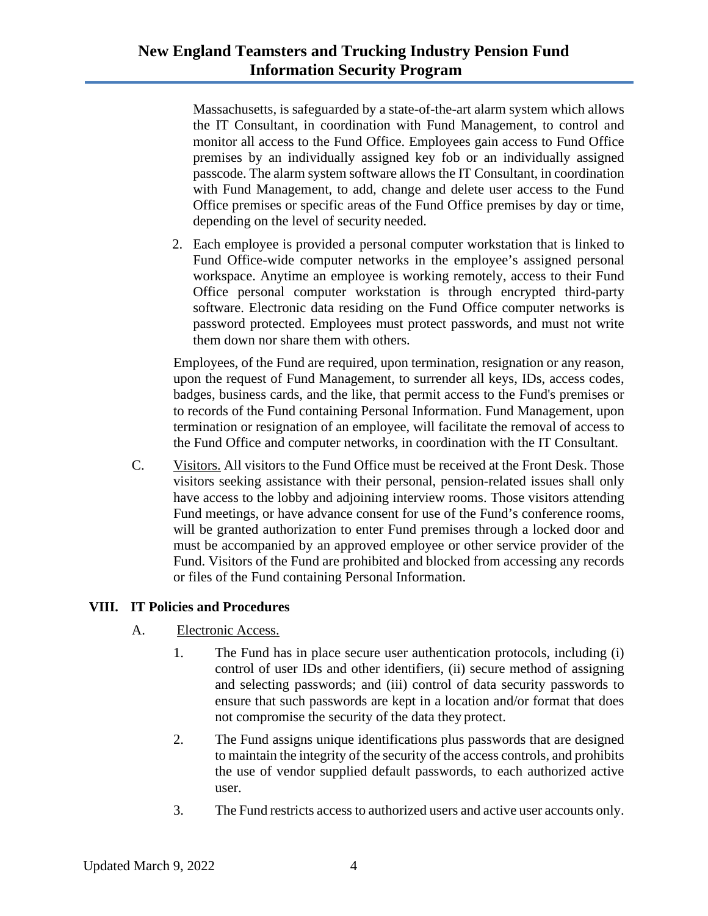Massachusetts, is safeguarded by a state-of-the-art alarm system which allows the IT Consultant, in coordination with Fund Management, to control and monitor all access to the Fund Office. Employees gain access to Fund Office premises by an individually assigned key fob or an individually assigned passcode. The alarm system software allows the IT Consultant, in coordination with Fund Management, to add, change and delete user access to the Fund Office premises or specific areas of the Fund Office premises by day or time, depending on the level of security needed.

2. Each employee is provided a personal computer workstation that is linked to Fund Office-wide computer networks in the employee's assigned personal workspace. Anytime an employee is working remotely, access to their Fund Office personal computer workstation is through encrypted third-party software. Electronic data residing on the Fund Office computer networks is password protected. Employees must protect passwords, and must not write them down nor share them with others.

Employees, of the Fund are required, upon termination, resignation or any reason, upon the request of Fund Management, to surrender all keys, IDs, access codes, badges, business cards, and the like, that permit access to the Fund's premises or to records of the Fund containing Personal Information. Fund Management, upon termination or resignation of an employee, will facilitate the removal of access to the Fund Office and computer networks, in coordination with the IT Consultant.

C. Visitors. All visitors to the Fund Office must be received at the Front Desk. Those visitors seeking assistance with their personal, pension-related issues shall only have access to the lobby and adjoining interview rooms. Those visitors attending Fund meetings, or have advance consent for use of the Fund's conference rooms, will be granted authorization to enter Fund premises through a locked door and must be accompanied by an approved employee or other service provider of the Fund. Visitors of the Fund are prohibited and blocked from accessing any records or files of the Fund containing Personal Information.

## VIII. IT Policies and Procedures

A. Electronic Access.

1. The Fund has in place secure user authentication protocols, including (i) control of user IDs and other identifiers, (ii) secure method of assigning and selecting passwords; and (iii) control of data security passwords to ensure that such passwords are kept in a location and/or format that does not compromise the security of the data they protect.

2. The Fund assigns unique identifications plus passwords that are designed to maintain the integrity of the security of the access controls, and prohibits the use of vendor supplied default passwords, to each authorized active user.

3. The Fund restricts access to authorized users and active user accounts only.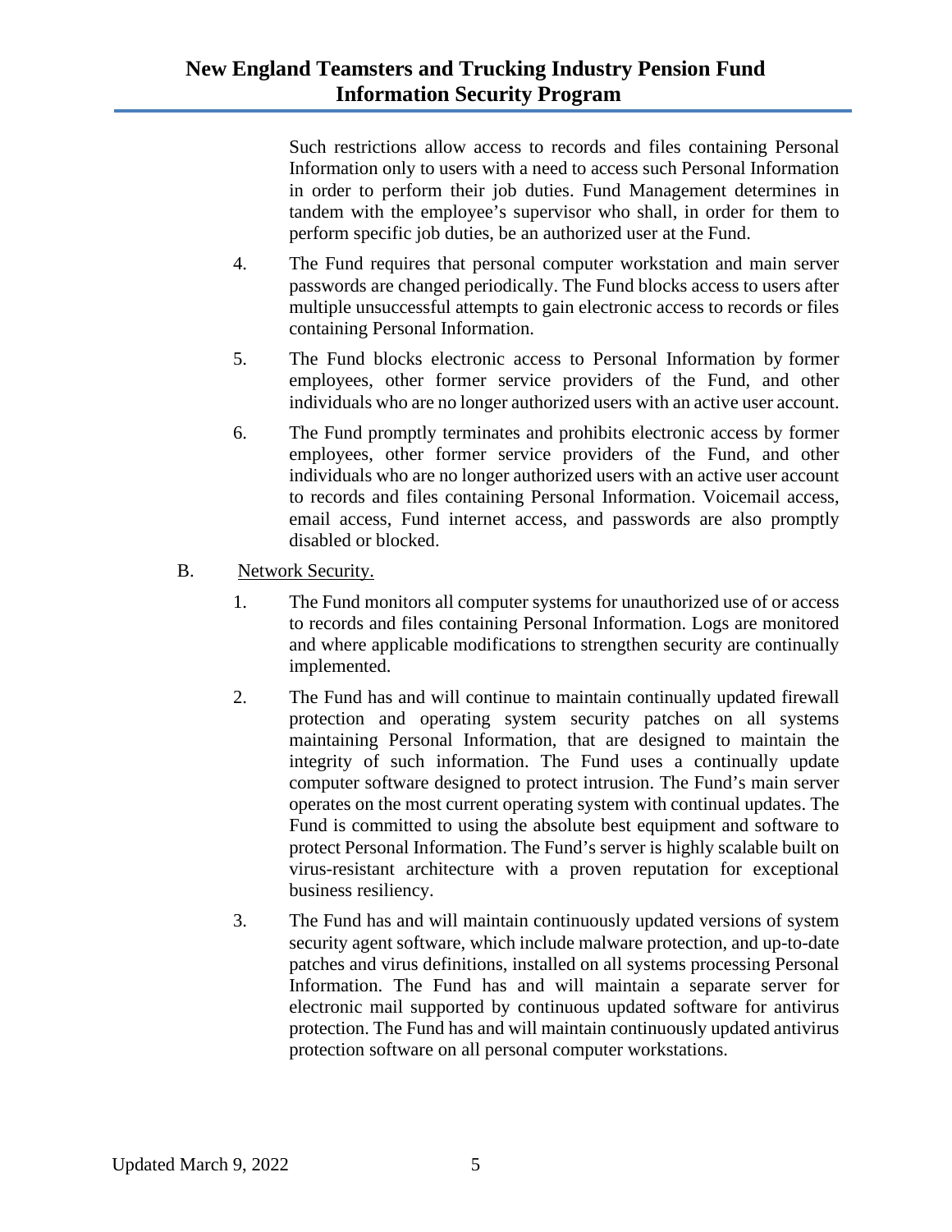Such restrictions allow access to records and files containing Personal Information only to users with a need to access such Personal Information in order to perform their job duties. Fund Management determines in tandem with the employee's supervisor who shall, in order for them to perform specific job duties, be an authorized user at the Fund.

4. The Fund requires that personal computer workstation and main server passwords are changed periodically. The Fund blocks access to users after multiple unsuccessful attempts to gain electronic access to records or files containing Personal Information.

5. The Fund blocks electronic access to Personal Information by former employees, other former service providers of the Fund, and other individuals who are no longer authorized users with an active user account.

6. The Fund promptly terminates and prohibits electronic access by former employees, other former service providers of the Fund, and other individuals who are no longer authorized users with an active user account to records and files containing Personal Information. Voicemail access, email access, Fund internet access, and passwords are also promptly disabled or blocked.

B. <u>Network Security.</u>

1. The Fund monitors all computer systems for unauthorized use of or access to records and files containing Personal Information. Logs are monitored and where applicable modifications to strengthen security are continually implemented.

2. The Fund has and will continue to maintain continually updated firewall protection and operating system security patches on all systems maintaining Personal Information, that are designed to maintain the integrity of such information. The Fund uses a continually update computer software designed to protect intrusion. The Fund's main server operates on the most current operating system with continual updates. The Fund is committed to using the absolute best equipment and software to protect Personal Information. The Fund's server is highly scalable built on virus-resistant architecture with a proven reputation for exceptional business resiliency.

3. The Fund has and will maintain continuously updated versions of system security agent software, which include malware protection, and up-to-date patches and virus definitions, installed on all systems processing Personal Information. The Fund has and will maintain a separate server for electronic mail supported by continuous updated software for antivirus protection. The Fund has and will maintain continuously updated antivirus protection software on all personal computer workstations.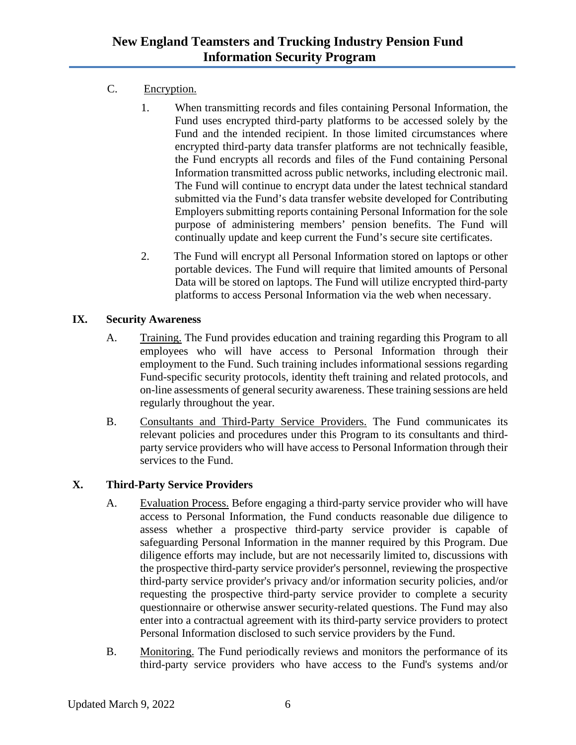C. Encryption.

1. When transmitting records and files containing Personal Information, the Fund uses encrypted third-party platforms to be accessed solely by the Fund and the intended recipient. In those limited circumstances where encrypted third-party data transfer platforms are not technically feasible, the Fund encrypts all records and files of the Fund containing Personal Information transmitted across public networks, including electronic mail. The Fund will continue to encrypt data under the latest technical standard submitted via the Fund's data transfer website developed for Contributing Employers submitting reports containing Personal Information for the sole purpose of administering members' pension benefits. The Fund will continually update and keep current the Fund's secure site certificates.

2. The Fund will encrypt all Personal Information stored on laptops or other portable devices. The Fund will require that limited amounts of Personal Data will be stored on laptops. The Fund will utilize encrypted third-party platforms to access Personal Information via the web when necessary.

## IX. Security Awareness

A. Training. The Fund provides education and training regarding this Program to all employees who will have access to Personal Information through their employment to the Fund. Such training includes informational sessions regarding Fund-specific security protocols, identity theft training and related protocols, and on-line assessments of general security awareness. These training sessions are held regularly throughout the year.

B. Consultants and Third-Party Service Providers. The Fund communicates its relevant policies and procedures under this Program to its consultants and third-party service providers who will have access to Personal Information through their services to the Fund.

## X. Third-Party Service Providers

A. Evaluation Process. Before engaging a third-party service provider who will have access to Personal Information, the Fund conducts reasonable due diligence to assess whether a prospective third-party service provider is capable of safeguarding Personal Information in the manner required by this Program. Due diligence efforts may include, but are not necessarily limited to, discussions with the prospective third-party service provider's personnel, reviewing the prospective third-party service provider's privacy and/or information security policies, and/or requesting the prospective third-party service provider to complete a security questionnaire or otherwise answer security-related questions. The Fund may also enter into a contractual agreement with its third-party service providers to protect Personal Information disclosed to such service providers by the Fund.

B. Monitoring. The Fund periodically reviews and monitors the performance of its third-party service providers who have access to the Fund's systems and/or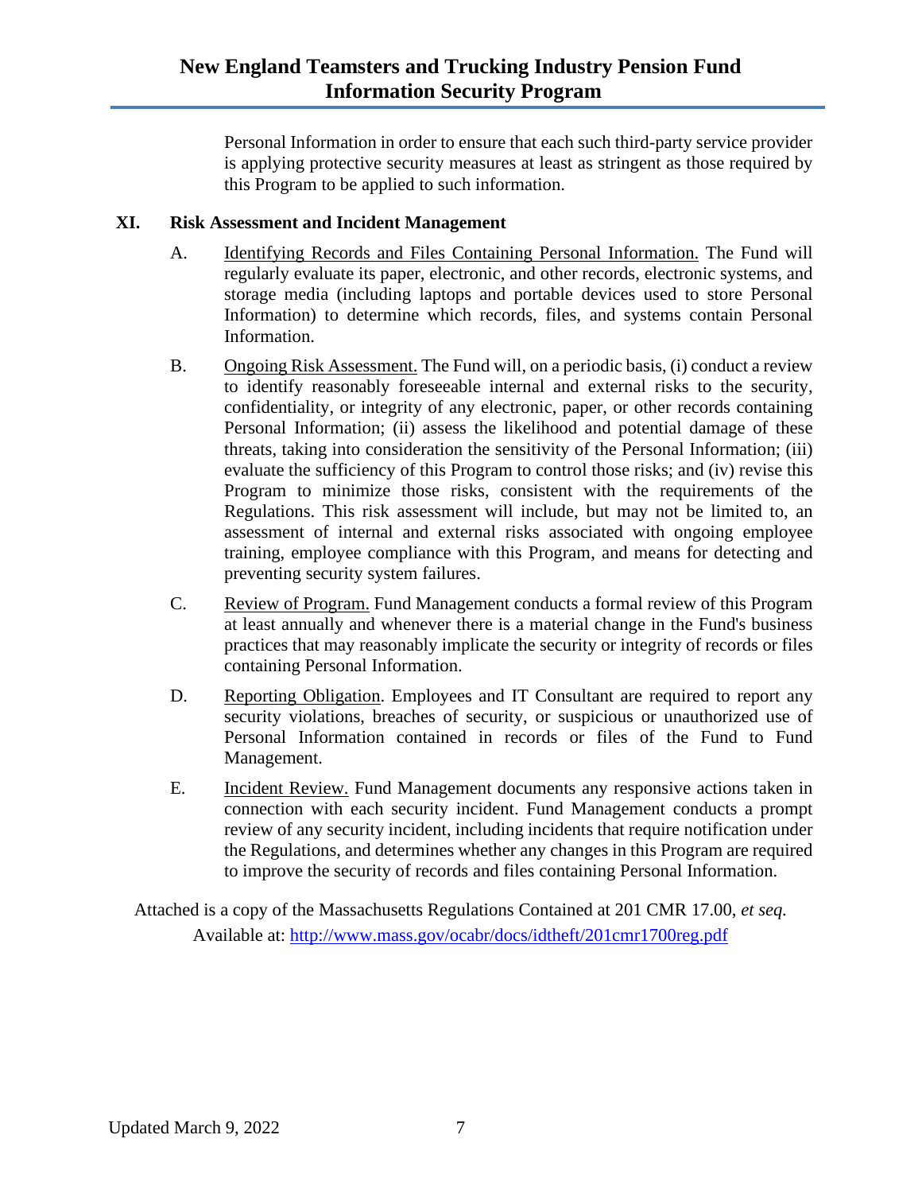Personal Information in order to ensure that each such third-party service provider is applying protective security measures at least as stringent as those required by this Program to be applied to such information.

## XI. Risk Assessment and Incident Management

A. Identifying Records and Files Containing Personal Information. The Fund will regularly evaluate its paper, electronic, and other records, electronic systems, and storage media (including laptops and portable devices used to store Personal Information) to determine which records, files, and systems contain Personal Information.

B. Ongoing Risk Assessment. The Fund will, on a periodic basis, (i) conduct a review to identify reasonably foreseeable internal and external risks to the security, confidentiality, or integrity of any electronic, paper, or other records containing Personal Information; (ii) assess the likelihood and potential damage of these threats, taking into consideration the sensitivity of the Personal Information; (iii) evaluate the sufficiency of this Program to control those risks; and (iv) revise this Program to minimize those risks, consistent with the requirements of the Regulations. This risk assessment will include, but may not be limited to, an assessment of internal and external risks associated with ongoing employee training, employee compliance with this Program, and means for detecting and preventing security system failures.

C. Review of Program. Fund Management conducts a formal review of this Program at least annually and whenever there is a material change in the Fund's business practices that may reasonably implicate the security or integrity of records or files containing Personal Information.

D. Reporting Obligation. Employees and IT Consultant are required to report any security violations, breaches of security, or suspicious or unauthorized use of Personal Information contained in records or files of the Fund to Fund Management.

E. Incident Review. Fund Management documents any responsive actions taken in connection with each security incident. Fund Management conducts a prompt review of any security incident, including incidents that require notification under the Regulations, and determines whether any changes in this Program are required to improve the security of records and files containing Personal Information.

Attached is a copy of the Massachusetts Regulations Contained at 201 CMR 17.00, *et seq.*
Available at: http://www.mass.gov/ocabr/docs/idtheft/201cmr1700reg.pdf